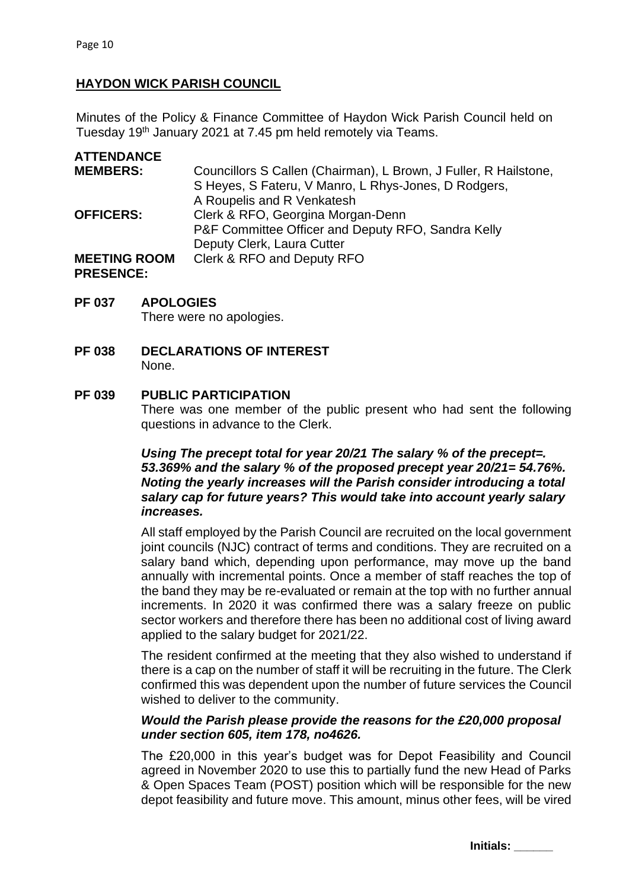## HAYDON WICK PARISH COUNCIL

Minutes of the Policy & Finance Committee of Haydon Wick Parish Council held on Tuesday 19th January 2021 at 7.45 pm held remotely via Teams.

**ATTENDANCE**

| | |
|---|---|
| **MEMBERS:** | Councillors S Callen (Chairman), L Brown, J Fuller, R Hailstone, S Heyes, S Fateru, V Manro, L Rhys-Jones, D Rodgers, A Roupelis and R Venkatesh |
| **OFFICERS:** | Clerk & RFO, Georgina Morgan-Denn<br>P&F Committee Officer and Deputy RFO, Sandra Kelly<br>Deputy Clerk, Laura Cutter |
| **MEETING ROOM PRESENCE:** | Clerk & RFO and Deputy RFO |

**PF 037 APOLOGIES**

There were no apologies.

**PF 038 DECLARATIONS OF INTEREST**

None.

**PF 039 PUBLIC PARTICIPATION**

There was one member of the public present who had sent the following questions in advance to the Clerk.

***Using The precept total for year 20/21 The salary % of the precept=. 53.369% and the salary % of the proposed precept year 20/21= 54.76%. Noting the yearly increases will the Parish consider introducing a total salary cap for future years? This would take into account yearly salary increases.***

All staff employed by the Parish Council are recruited on the local government joint councils (NJC) contract of terms and conditions. They are recruited on a salary band which, depending upon performance, may move up the band annually with incremental points. Once a member of staff reaches the top of the band they may be re-evaluated or remain at the top with no further annual increments. In 2020 it was confirmed there was a salary freeze on public sector workers and therefore there has been no additional cost of living award applied to the salary budget for 2021/22.

The resident confirmed at the meeting that they also wished to understand if there is a cap on the number of staff it will be recruiting in the future. The Clerk confirmed this was dependent upon the number of future services the Council wished to deliver to the community.

***Would the Parish please provide the reasons for the £20,000 proposal under section 605, item 178, no4626.***

The £20,000 in this year's budget was for Depot Feasibility and Council agreed in November 2020 to use this to partially fund the new Head of Parks & Open Spaces Team (POST) position which will be responsible for the new depot feasibility and future move. This amount, minus other fees, will be vired

Initials: ______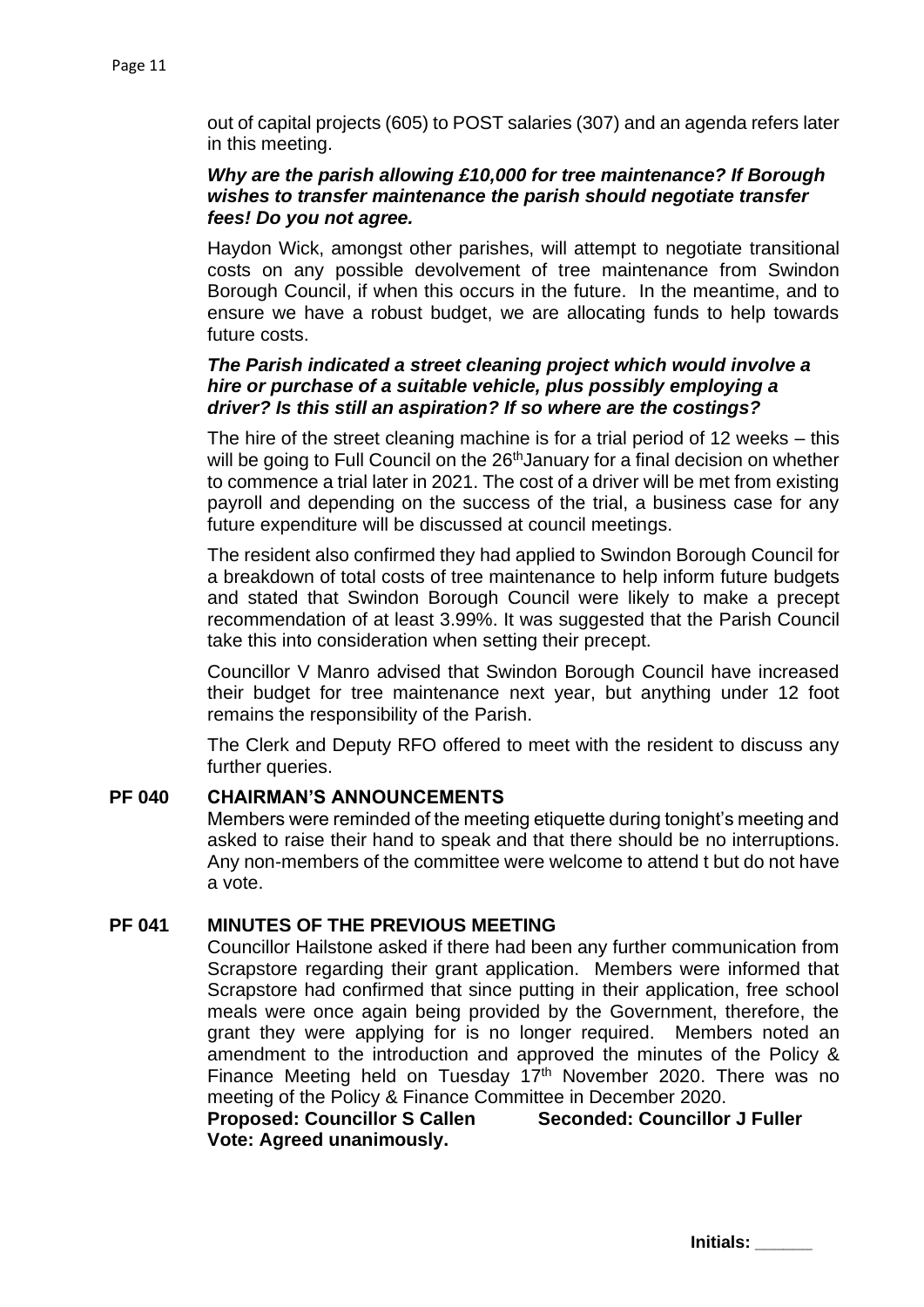out of capital projects (605) to POST salaries (307) and an agenda refers later in this meeting.

***Why are the parish allowing £10,000 for tree maintenance? If Borough wishes to transfer maintenance the parish should negotiate transfer fees! Do you not agree.***

Haydon Wick, amongst other parishes, will attempt to negotiate transitional costs on any possible devolvement of tree maintenance from Swindon Borough Council, if when this occurs in the future. In the meantime, and to ensure we have a robust budget, we are allocating funds to help towards future costs.

***The Parish indicated a street cleaning project which would involve a hire or purchase of a suitable vehicle, plus possibly employing a driver? Is this still an aspiration? If so where are the costings?***

The hire of the street cleaning machine is for a trial period of 12 weeks – this will be going to Full Council on the 26th January for a final decision on whether to commence a trial later in 2021. The cost of a driver will be met from existing payroll and depending on the success of the trial, a business case for any future expenditure will be discussed at council meetings.

The resident also confirmed they had applied to Swindon Borough Council for a breakdown of total costs of tree maintenance to help inform future budgets and stated that Swindon Borough Council were likely to make a precept recommendation of at least 3.99%. It was suggested that the Parish Council take this into consideration when setting their precept.

Councillor V Manro advised that Swindon Borough Council have increased their budget for tree maintenance next year, but anything under 12 foot remains the responsibility of the Parish.

The Clerk and Deputy RFO offered to meet with the resident to discuss any further queries.

## PF 040 CHAIRMAN'S ANNOUNCEMENTS

Members were reminded of the meeting etiquette during tonight's meeting and asked to raise their hand to speak and that there should be no interruptions. Any non-members of the committee were welcome to attend t but do not have a vote.

## PF 041 MINUTES OF THE PREVIOUS MEETING

Councillor Hailstone asked if there had been any further communication from Scrapstore regarding their grant application. Members were informed that Scrapstore had confirmed that since putting in their application, free school meals were once again being provided by the Government, therefore, the grant they were applying for is no longer required. Members noted an amendment to the introduction and approved the minutes of the Policy & Finance Meeting held on Tuesday 17th November 2020. There was no meeting of the Policy & Finance Committee in December 2020.

**Proposed: Councillor S Callen Seconded: Councillor J Fuller**
**Vote: Agreed unanimously.**

**Initials: \_\_\_\_\_\_**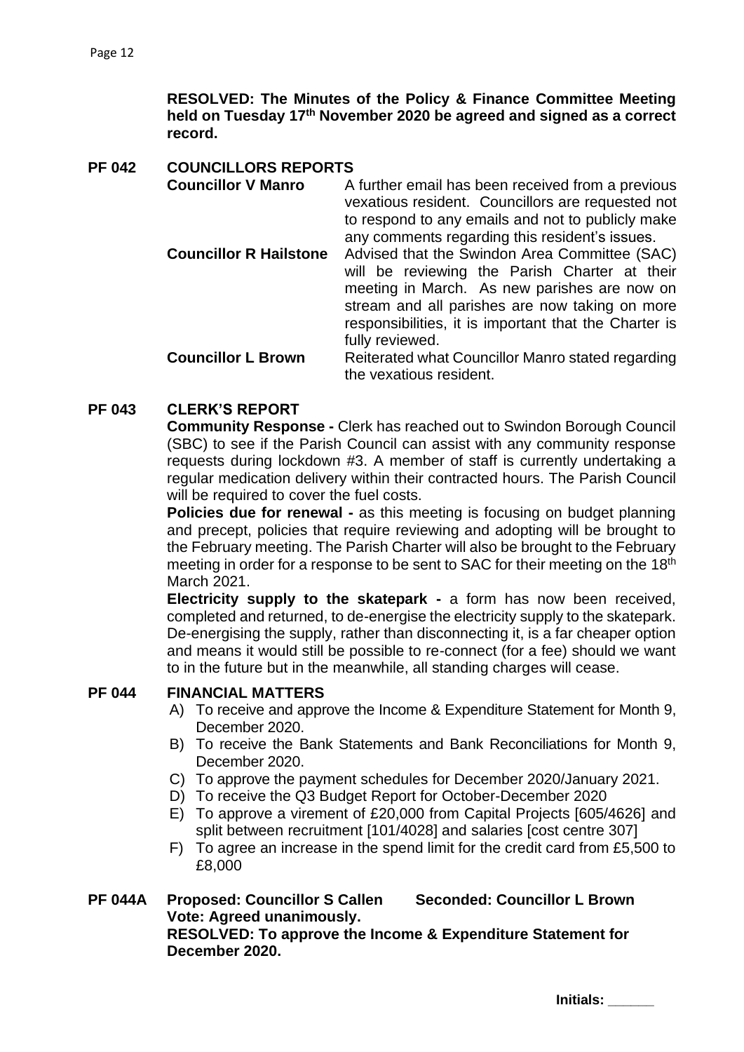**RESOLVED: The Minutes of the Policy & Finance Committee Meeting held on Tuesday 17th November 2020 be agreed and signed as a correct record.**

## PF 042 COUNCILLORS REPORTS

**Councillor V Manro** — A further email has been received from a previous vexatious resident. Councillors are requested not to respond to any emails and not to publicly make any comments regarding this resident's issues.

**Councillor R Hailstone** — Advised that the Swindon Area Committee (SAC) will be reviewing the Parish Charter at their meeting in March. As new parishes are now on stream and all parishes are now taking on more responsibilities, it is important that the Charter is fully reviewed.

**Councillor L Brown** — Reiterated what Councillor Manro stated regarding the vexatious resident.

## PF 043 CLERK'S REPORT

**Community Response -** Clerk has reached out to Swindon Borough Council (SBC) to see if the Parish Council can assist with any community response requests during lockdown #3. A member of staff is currently undertaking a regular medication delivery within their contracted hours. The Parish Council will be required to cover the fuel costs.

**Policies due for renewal -** as this meeting is focusing on budget planning and precept, policies that require reviewing and adopting will be brought to the February meeting. The Parish Charter will also be brought to the February meeting in order for a response to be sent to SAC for their meeting on the 18th March 2021.

**Electricity supply to the skatepark -** a form has now been received, completed and returned, to de-energise the electricity supply to the skatepark. De-energising the supply, rather than disconnecting it, is a far cheaper option and means it would still be possible to re-connect (for a fee) should we want to in the future but in the meanwhile, all standing charges will cease.

## PF 044 FINANCIAL MATTERS

A) To receive and approve the Income & Expenditure Statement for Month 9, December 2020.
B) To receive the Bank Statements and Bank Reconciliations for Month 9, December 2020.
C) To approve the payment schedules for December 2020/January 2021.
D) To receive the Q3 Budget Report for October-December 2020
E) To approve a virement of £20,000 from Capital Projects [605/4626] and split between recruitment [101/4028] and salaries [cost centre 307]
F) To agree an increase in the spend limit for the credit card from £5,500 to £8,000

**PF 044A Proposed: Councillor S Callen Seconded: Councillor L Brown**
**Vote: Agreed unanimously.**
**RESOLVED: To approve the Income & Expenditure Statement for December 2020.**

Initials: ______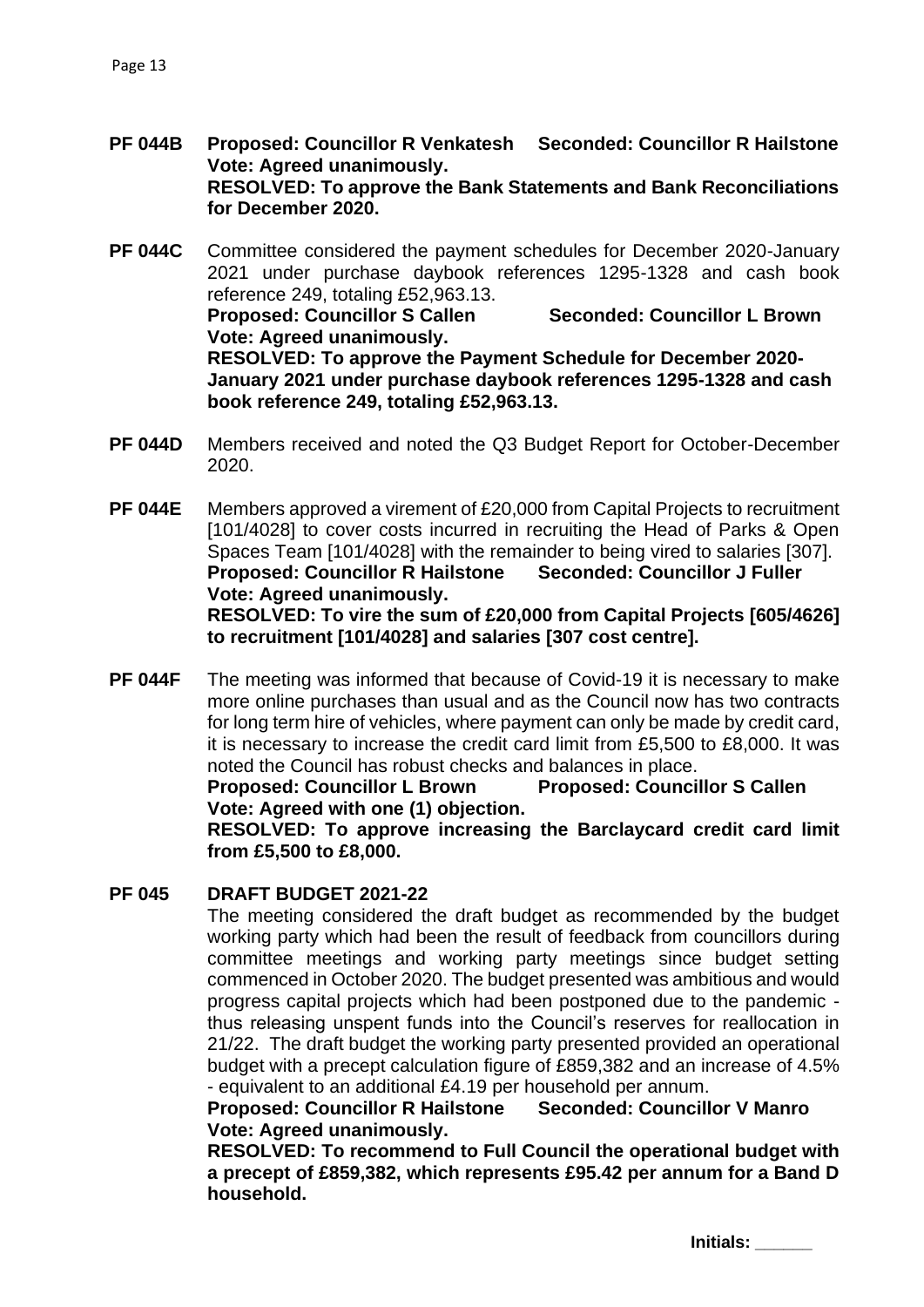**PF 044B** **Proposed: Councillor R Venkatesh Seconded: Councillor R Hailstone**
**Vote: Agreed unanimously.**
**RESOLVED: To approve the Bank Statements and Bank Reconciliations for December 2020.**

**PF 044C** Committee considered the payment schedules for December 2020-January 2021 under purchase daybook references 1295-1328 and cash book reference 249, totaling £52,963.13.
**Proposed: Councillor S Callen Seconded: Councillor L Brown**
**Vote: Agreed unanimously.**
**RESOLVED: To approve the Payment Schedule for December 2020-January 2021 under purchase daybook references 1295-1328 and cash book reference 249, totaling £52,963.13.**

**PF 044D** Members received and noted the Q3 Budget Report for October-December 2020.

**PF 044E** Members approved a virement of £20,000 from Capital Projects to recruitment [101/4028] to cover costs incurred in recruiting the Head of Parks & Open Spaces Team [101/4028] with the remainder to being vired to salaries [307].
**Proposed: Councillor R Hailstone Seconded: Councillor J Fuller**
**Vote: Agreed unanimously.**
**RESOLVED: To vire the sum of £20,000 from Capital Projects [605/4626] to recruitment [101/4028] and salaries [307 cost centre].**

**PF 044F** The meeting was informed that because of Covid-19 it is necessary to make more online purchases than usual and as the Council now has two contracts for long term hire of vehicles, where payment can only be made by credit card, it is necessary to increase the credit card limit from £5,500 to £8,000. It was noted the Council has robust checks and balances in place.
**Proposed: Councillor L Brown Proposed: Councillor S Callen**
**Vote: Agreed with one (1) objection.**
**RESOLVED: To approve increasing the Barclaycard credit card limit from £5,500 to £8,000.**

## PF 045 DRAFT BUDGET 2021-22

The meeting considered the draft budget as recommended by the budget working party which had been the result of feedback from councillors during committee meetings and working party meetings since budget setting commenced in October 2020. The budget presented was ambitious and would progress capital projects which had been postponed due to the pandemic - thus releasing unspent funds into the Council's reserves for reallocation in 21/22. The draft budget the working party presented provided an operational budget with a precept calculation figure of £859,382 and an increase of 4.5% - equivalent to an additional £4.19 per household per annum.
**Proposed: Councillor R Hailstone Seconded: Councillor V Manro**
**Vote: Agreed unanimously.**
**RESOLVED: To recommend to Full Council the operational budget with a precept of £859,382, which represents £95.42 per annum for a Band D household.**

**Initials: ______**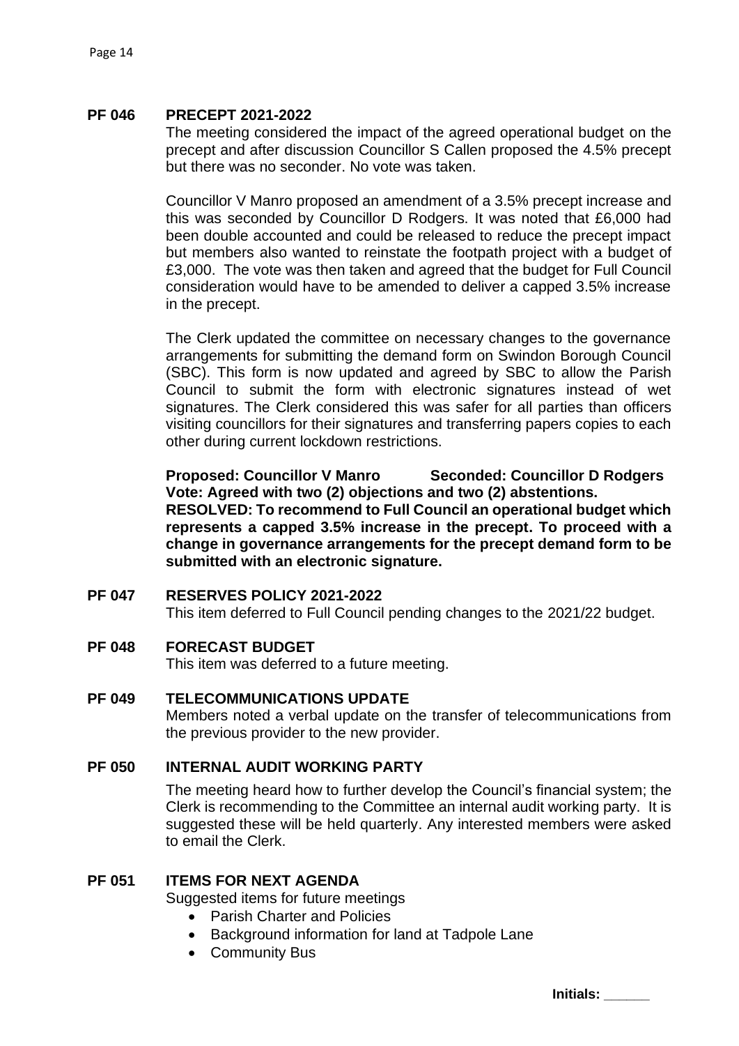## PF 046 PRECEPT 2021-2022

The meeting considered the impact of the agreed operational budget on the precept and after discussion Councillor S Callen proposed the 4.5% precept but there was no seconder. No vote was taken.

Councillor V Manro proposed an amendment of a 3.5% precept increase and this was seconded by Councillor D Rodgers. It was noted that £6,000 had been double accounted and could be released to reduce the precept impact but members also wanted to reinstate the footpath project with a budget of £3,000. The vote was then taken and agreed that the budget for Full Council consideration would have to be amended to deliver a capped 3.5% increase in the precept.

The Clerk updated the committee on necessary changes to the governance arrangements for submitting the demand form on Swindon Borough Council (SBC). This form is now updated and agreed by SBC to allow the Parish Council to submit the form with electronic signatures instead of wet signatures. The Clerk considered this was safer for all parties than officers visiting councillors for their signatures and transferring papers copies to each other during current lockdown restrictions.

**Proposed: Councillor V Manro Seconded: Councillor D Rodgers**
**Vote: Agreed with two (2) objections and two (2) abstentions.**
**RESOLVED: To recommend to Full Council an operational budget which represents a capped 3.5% increase in the precept. To proceed with a change in governance arrangements for the precept demand form to be submitted with an electronic signature.**

## PF 047 RESERVES POLICY 2021-2022

This item deferred to Full Council pending changes to the 2021/22 budget.

## PF 048 FORECAST BUDGET

This item was deferred to a future meeting.

## PF 049 TELECOMMUNICATIONS UPDATE

Members noted a verbal update on the transfer of telecommunications from the previous provider to the new provider.

## PF 050 INTERNAL AUDIT WORKING PARTY

The meeting heard how to further develop the Council's financial system; the Clerk is recommending to the Committee an internal audit working party. It is suggested these will be held quarterly. Any interested members were asked to email the Clerk.

## PF 051 ITEMS FOR NEXT AGENDA

Suggested items for future meetings

- Parish Charter and Policies
- Background information for land at Tadpole Lane
- Community Bus

**Initials: ______**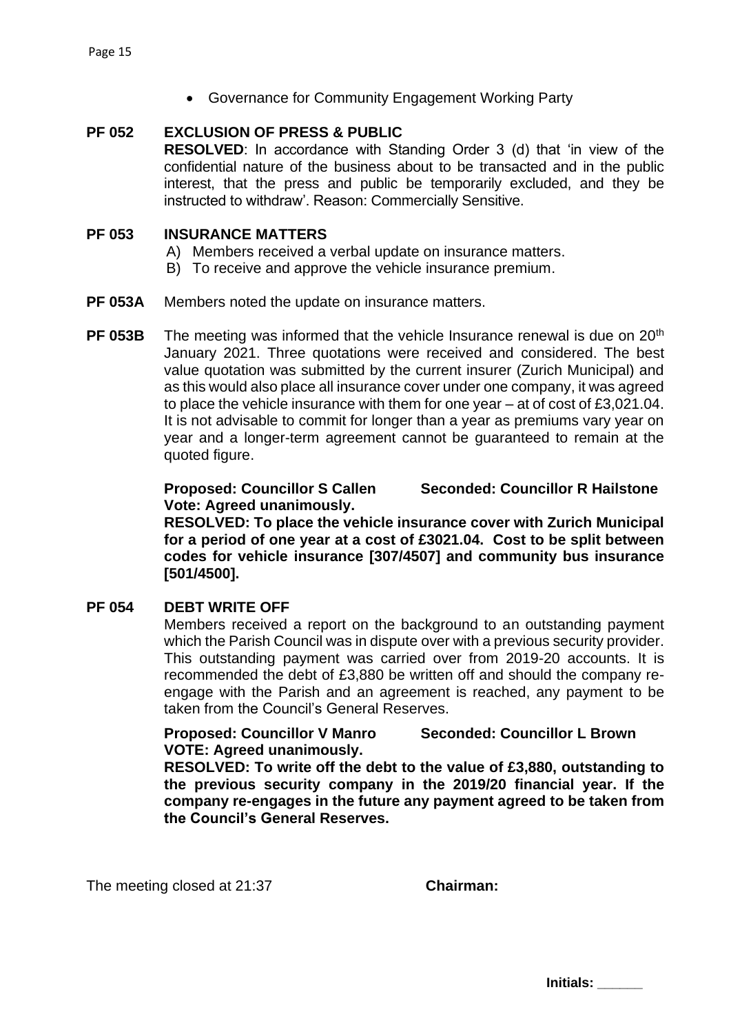- Governance for Community Engagement Working Party

**PF 052 EXCLUSION OF PRESS & PUBLIC**

**RESOLVED**: In accordance with Standing Order 3 (d) that 'in view of the confidential nature of the business about to be transacted and in the public interest, that the press and public be temporarily excluded, and they be instructed to withdraw'. Reason: Commercially Sensitive.

**PF 053 INSURANCE MATTERS**

A) Members received a verbal update on insurance matters.
B) To receive and approve the vehicle insurance premium.

**PF 053A** Members noted the update on insurance matters.

**PF 053B** The meeting was informed that the vehicle Insurance renewal is due on 20th January 2021. Three quotations were received and considered. The best value quotation was submitted by the current insurer (Zurich Municipal) and as this would also place all insurance cover under one company, it was agreed to place the vehicle insurance with them for one year – at of cost of £3,021.04. It is not advisable to commit for longer than a year as premiums vary year on year and a longer-term agreement cannot be guaranteed to remain at the quoted figure.

**Proposed: Councillor S Callen Seconded: Councillor R Hailstone**
**Vote: Agreed unanimously.**
**RESOLVED: To place the vehicle insurance cover with Zurich Municipal for a period of one year at a cost of £3021.04. Cost to be split between codes for vehicle insurance [307/4507] and community bus insurance [501/4500].**

**PF 054 DEBT WRITE OFF**

Members received a report on the background to an outstanding payment which the Parish Council was in dispute over with a previous security provider. This outstanding payment was carried over from 2019-20 accounts. It is recommended the debt of £3,880 be written off and should the company re-engage with the Parish and an agreement is reached, any payment to be taken from the Council's General Reserves.

**Proposed: Councillor V Manro Seconded: Councillor L Brown**
**VOTE: Agreed unanimously.**
**RESOLVED: To write off the debt to the value of £3,880, outstanding to the previous security company in the 2019/20 financial year. If the company re-engages in the future any payment agreed to be taken from the Council's General Reserves.**

The meeting closed at 21:37 **Chairman:**

**Initials: ______**